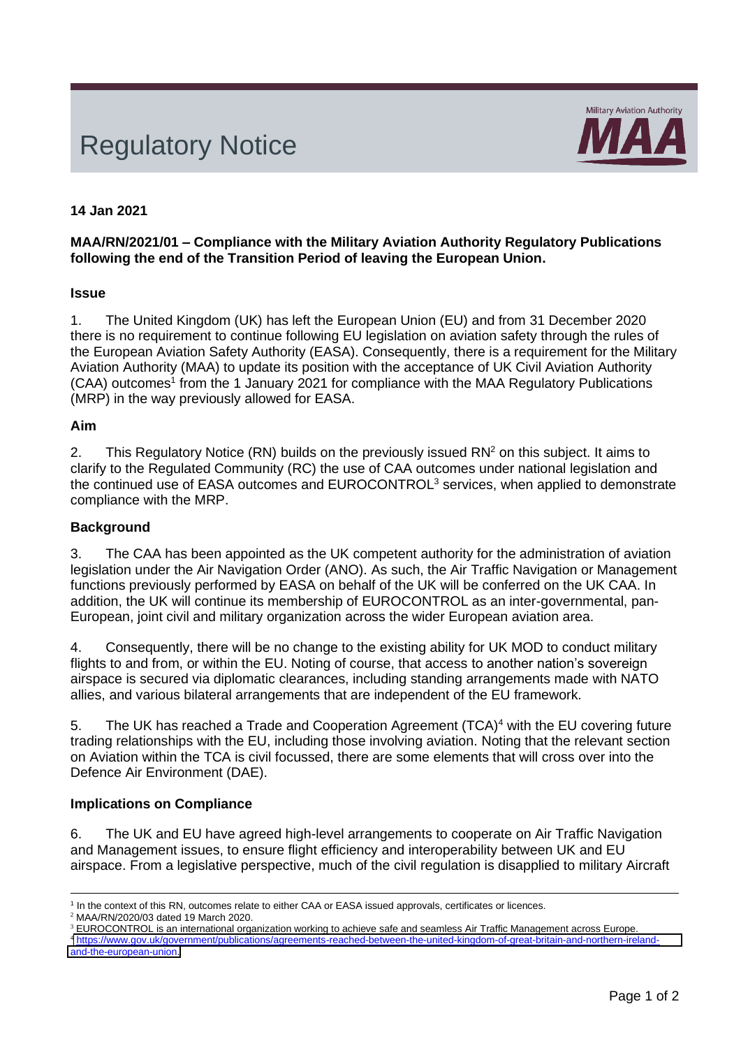# Regulatory Notice

Military Aviation Authority **MAA**

**14 Jan 2021**

**MAA/RN/2021/01 – Compliance with the Military Aviation Authority Regulatory Publications following the end of the Transition Period of leaving the European Union.**

## Issue

1. The United Kingdom (UK) has left the European Union (EU) and from 31 December 2020 there is no requirement to continue following EU legislation on aviation safety through the rules of the European Aviation Safety Authority (EASA). Consequently, there is a requirement for the Military Aviation Authority (MAA) to update its position with the acceptance of UK Civil Aviation Authority (CAA) outcomes[1] from the 1 January 2021 for compliance with the MAA Regulatory Publications (MRP) in the way previously allowed for EASA.

## Aim

2. This Regulatory Notice (RN) builds on the previously issued RN[2] on this subject. It aims to clarify to the Regulated Community (RC) the use of CAA outcomes under national legislation and the continued use of EASA outcomes and EUROCONTROL[3] services, when applied to demonstrate compliance with the MRP.

## Background

3. The CAA has been appointed as the UK competent authority for the administration of aviation legislation under the Air Navigation Order (ANO). As such, the Air Traffic Navigation or Management functions previously performed by EASA on behalf of the UK will be conferred on the UK CAA. In addition, the UK will continue its membership of EUROCONTROL as an inter-governmental, pan-European, joint civil and military organization across the wider European aviation area.

4. Consequently, there will be no change to the existing ability for UK MOD to conduct military flights to and from, or within the EU. Noting of course, that access to another nation's sovereign airspace is secured via diplomatic clearances, including standing arrangements made with NATO allies, and various bilateral arrangements that are independent of the EU framework.

5. The UK has reached a Trade and Cooperation Agreement (TCA)[4] with the EU covering future trading relationships with the EU, including those involving aviation. Noting that the relevant section on Aviation within the TCA is civil focussed, there are some elements that will cross over into the Defence Air Environment (DAE).

## Implications on Compliance

6. The UK and EU have agreed high-level arrangements to cooperate on Air Traffic Navigation and Management issues, to ensure flight efficiency and interoperability between UK and EU airspace. From a legislative perspective, much of the civil regulation is disapplied to military Aircraft

---

[1] In the context of this RN, outcomes relate to either CAA or EASA issued approvals, certificates or licences.

[2] MAA/RN/2020/03 dated 19 March 2020.

[3] EUROCONTROL is an international organization working to achieve safe and seamless Air Traffic Management across Europe.

[4] https://www.gov.uk/government/publications/agreements-reached-between-the-united-kingdom-of-great-britain-and-northern-ireland-and-the-european-union.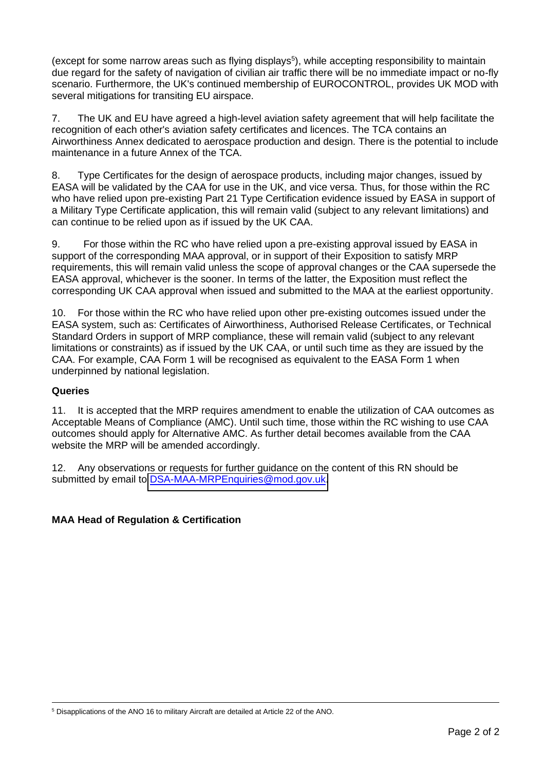(except for some narrow areas such as flying displays[5]), while accepting responsibility to maintain due regard for the safety of navigation of civilian air traffic there will be no immediate impact or no-fly scenario. Furthermore, the UK's continued membership of EUROCONTROL, provides UK MOD with several mitigations for transiting EU airspace.

7. The UK and EU have agreed a high-level aviation safety agreement that will help facilitate the recognition of each other's aviation safety certificates and licences. The TCA contains an Airworthiness Annex dedicated to aerospace production and design. There is the potential to include maintenance in a future Annex of the TCA.

8. Type Certificates for the design of aerospace products, including major changes, issued by EASA will be validated by the CAA for use in the UK, and vice versa. Thus, for those within the RC who have relied upon pre-existing Part 21 Type Certification evidence issued by EASA in support of a Military Type Certificate application, this will remain valid (subject to any relevant limitations) and can continue to be relied upon as if issued by the UK CAA.

9. For those within the RC who have relied upon a pre-existing approval issued by EASA in support of the corresponding MAA approval, or in support of their Exposition to satisfy MRP requirements, this will remain valid unless the scope of approval changes or the CAA supersede the EASA approval, whichever is the sooner. In terms of the latter, the Exposition must reflect the corresponding UK CAA approval when issued and submitted to the MAA at the earliest opportunity.

10. For those within the RC who have relied upon other pre-existing outcomes issued under the EASA system, such as: Certificates of Airworthiness, Authorised Release Certificates, or Technical Standard Orders in support of MRP compliance, these will remain valid (subject to any relevant limitations or constraints) as if issued by the UK CAA, or until such time as they are issued by the CAA. For example, CAA Form 1 will be recognised as equivalent to the EASA Form 1 when underpinned by national legislation.

**Queries**

11. It is accepted that the MRP requires amendment to enable the utilization of CAA outcomes as Acceptable Means of Compliance (AMC). Until such time, those within the RC wishing to use CAA outcomes should apply for Alternative AMC. As further detail becomes available from the CAA website the MRP will be amended accordingly.

12. Any observations or requests for further guidance on the content of this RN should be submitted by email to DSA-MAA-MRPEnquiries@mod.gov.uk.

**MAA Head of Regulation & Certification**

[5] Disapplications of the ANO 16 to military Aircraft are detailed at Article 22 of the ANO.